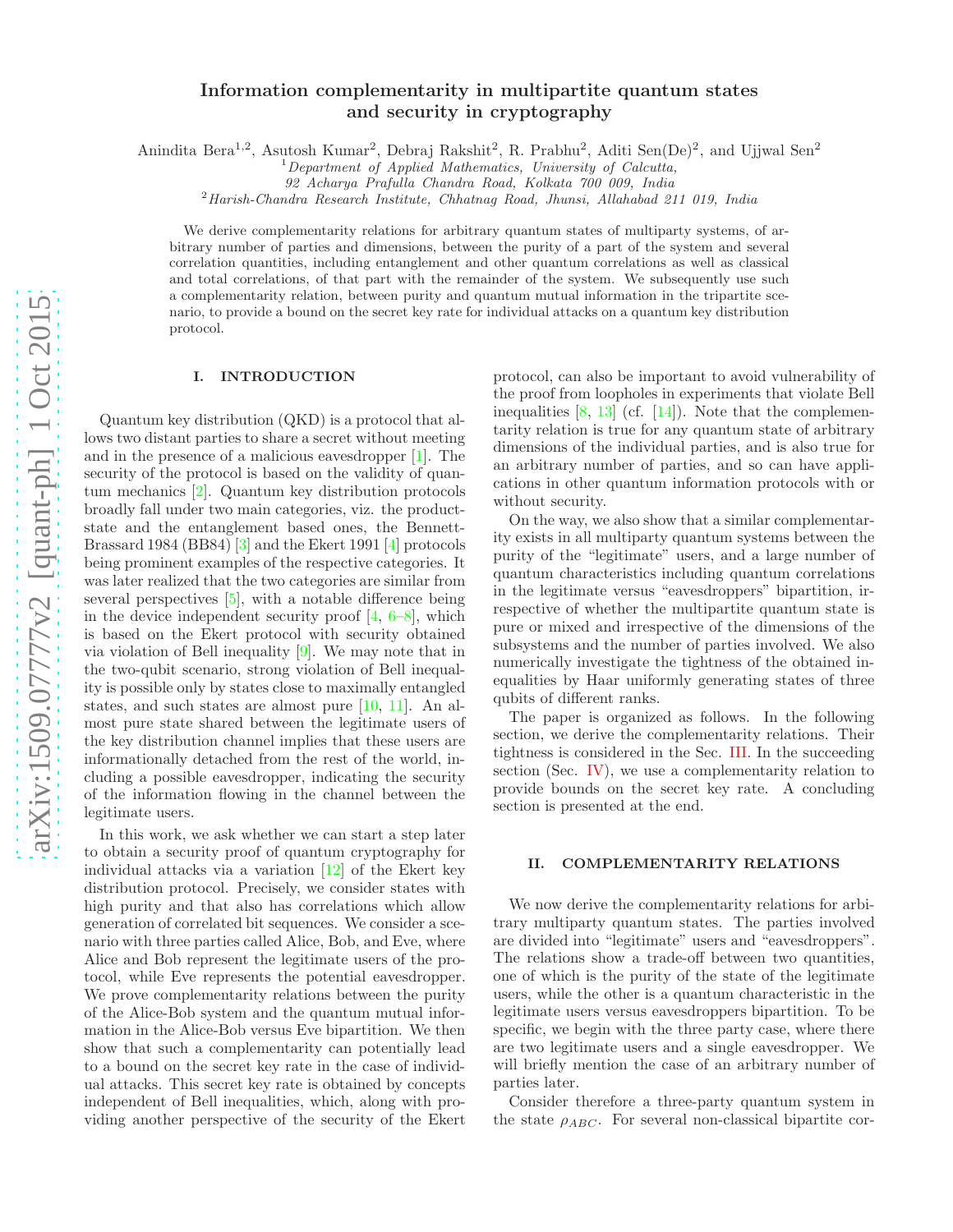# Information complementarity in multipartite quantum states and security in cryptography

Anindita Bera[1,2], Asutosh Kumar[2], Debraj Rakshit[2], R. Prabhu[2], Aditi Sen(De)[2], and Ujjwal Sen[2]

[1] *Department of Applied Mathematics, University of Calcutta, 92 Acharya Prafulla Chandra Road, Kolkata 700 009, India*

[2] *Harish-Chandra Research Institute, Chhatnag Road, Jhunsi, Allahabad 211 019, India*

We derive complementarity relations for arbitrary quantum states of multiparty systems, of arbitrary number of parties and dimensions, between the purity of a part of the system and several correlation quantities, including entanglement and other quantum correlations as well as classical and total correlations, of that part with the remainder of the system. We subsequently use such a complementarity relation, between purity and quantum mutual information in the tripartite scenario, to provide a bound on the secret key rate for individual attacks on a quantum key distribution protocol.

## I. INTRODUCTION

Quantum key distribution (QKD) is a protocol that allows two distant parties to share a secret without meeting and in the presence of a malicious eavesdropper [1]. The security of the protocol is based on the validity of quantum mechanics [2]. Quantum key distribution protocols broadly fall under two main categories, viz. the product-state and the entanglement based ones, the Bennett-Brassard 1984 (BB84) [3] and the Ekert 1991 [4] protocols being prominent examples of the respective categories. It was later realized that the two categories are similar from several perspectives [5], with a notable difference being in the device independent security proof [4, 6–8], which is based on the Ekert protocol with security obtained via violation of Bell inequality [9]. We may note that in the two-qubit scenario, strong violation of Bell inequality is possible only by states close to maximally entangled states, and such states are almost pure [10, 11]. An almost pure state shared between the legitimate users of the key distribution channel implies that these users are informationally detached from the rest of the world, including a possible eavesdropper, indicating the security of the information flowing in the channel between the legitimate users.

In this work, we ask whether we can start a step later to obtain a security proof of quantum cryptography for individual attacks via a variation [12] of the Ekert key distribution protocol. Precisely, we consider states with high purity and that also has correlations which allow generation of correlated bit sequences. We consider a scenario with three parties called Alice, Bob, and Eve, where Alice and Bob represent the legitimate users of the protocol, while Eve represents the potential eavesdropper. We prove complementarity relations between the purity of the Alice-Bob system and the quantum mutual information in the Alice-Bob versus Eve bipartition. We then show that such a complementarity can potentially lead to a bound on the secret key rate in the case of individual attacks. This secret key rate is obtained by concepts independent of Bell inequalities, which, along with providing another perspective of the security of the Ekert protocol, can also be important to avoid vulnerability of the proof from loopholes in experiments that violate Bell inequalities [8, 13] (cf. [14]). Note that the complementarity relation is true for any quantum state of arbitrary dimensions of the individual parties, and is also true for an arbitrary number of parties, and so can have applications in other quantum information protocols with or without security.

On the way, we also show that a similar complementarity exists in all multiparty quantum systems between the purity of the "legitimate" users, and a large number of quantum characteristics including quantum correlations in the legitimate versus "eavesdroppers" bipartition, irrespective of whether the multipartite quantum state is pure or mixed and irrespective of the dimensions of the subsystems and the number of parties involved. We also numerically investigate the tightness of the obtained inequalities by Haar uniformly generating states of three qubits of different ranks.

The paper is organized as follows. In the following section, we derive the complementarity relations. Their tightness is considered in the Sec. III. In the succeeding section (Sec. IV), we use a complementarity relation to provide bounds on the secret key rate. A concluding section is presented at the end.

## II. COMPLEMENTARITY RELATIONS

We now derive the complementarity relations for arbitrary multiparty quantum states. The parties involved are divided into "legitimate" users and "eavesdroppers". The relations show a trade-off between two quantities, one of which is the purity of the state of the legitimate users, while the other is a quantum characteristic in the legitimate users versus eavesdroppers bipartition. To be specific, we begin with the three party case, where there are two legitimate users and a single eavesdropper. We will briefly mention the case of an arbitrary number of parties later.

Consider therefore a three-party quantum system in the state $\rho_{ABC}$. For several non-classical bipartite cor-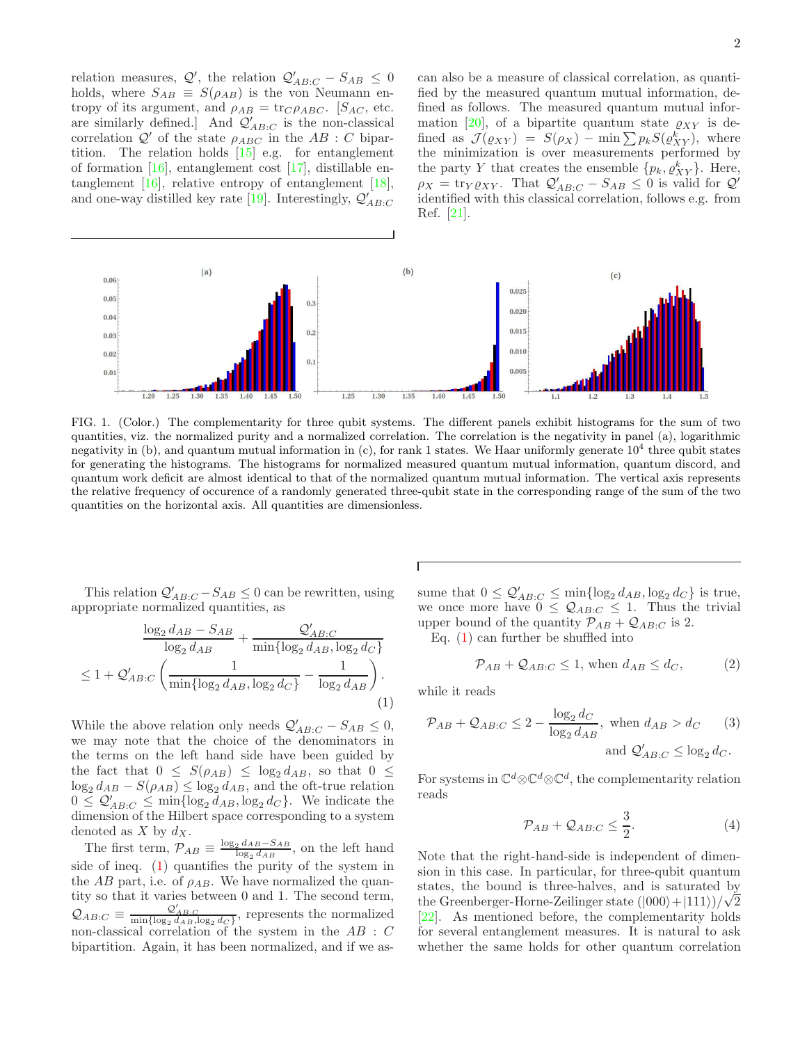relation measures, $\mathcal{Q}'$, the relation $\mathcal{Q}'_{AB:C} - S_{AB} \leq 0$ holds, where $S_{AB} \equiv S(\rho_{AB})$ is the von Neumann entropy of its argument, and $\rho_{AB} = \text{tr}_C \rho_{ABC}$. [$S_{AC}$, etc. are similarly defined.] And $\mathcal{Q}'_{AB:C}$ is the non-classical correlation $\mathcal{Q}'$ of the state $\rho_{ABC}$ in the $AB : C$ bipartition. The relation holds [15] e.g. for entanglement of formation [16], entanglement cost [17], distillable entanglement [16], relative entropy of entanglement [18], and one-way distilled key rate [19]. Interestingly, $\mathcal{Q}'_{AB:C}$ can also be a measure of classical correlation, as quantified by the measured quantum mutual information, defined as follows. The measured quantum mutual information [20], of a bipartite quantum state $\varrho_{XY}$ is defined as $\mathcal{J}(\varrho_{XY}) = S(\rho_X) - \min \sum p_k S(\varrho^k_{XY})$, where the minimization is over measurements performed by the party $Y$ that creates the ensemble $\{p_k, \varrho^k_{XY}\}$. Here, $\rho_X = \text{tr}_Y \varrho_{XY}$. That $\mathcal{Q}'_{AB:C} - S_{AB} \leq 0$ is valid for $\mathcal{Q}'$ identified with this classical correlation, follows e.g. from Ref. [21].

FIG. 1. (Color.) The complementarity for three qubit systems. The different panels exhibit histograms for the sum of two quantities, viz. the normalized purity and a normalized correlation. The correlation is the negativity in panel (a), logarithmic negativity in (b), and quantum mutual information in (c), for rank 1 states. We Haar uniformly generate $10^4$ three qubit states for generating the histograms. The histograms for normalized measured quantum mutual information, quantum discord, and quantum work deficit are almost identical to that of the normalized quantum mutual information. The vertical axis represents the relative frequency of occurence of a randomly generated three-qubit state in the corresponding range of the sum of the two quantities on the horizontal axis. All quantities are dimensionless.

This relation $\mathcal{Q}'_{AB:C} - S_{AB} \leq 0$ can be rewritten, using appropriate normalized quantities, as

$$\frac{\log_2 d_{AB} - S_{AB}}{\log_2 d_{AB}} + \frac{\mathcal{Q}'_{AB:C}}{\min\{\log_2 d_{AB}, \log_2 d_C\}}$$
$$\leq 1 + \mathcal{Q}'_{AB:C} \left( \frac{1}{\min\{\log_2 d_{AB}, \log_2 d_C\}} - \frac{1}{\log_2 d_{AB}} \right). \tag{1}$$

While the above relation only needs $\mathcal{Q}'_{AB:C} - S_{AB} \leq 0$, we may note that the choice of the denominators in the terms on the left hand side have been guided by the fact that $0 \leq S(\rho_{AB}) \leq \log_2 d_{AB}$, so that $0 \leq \log_2 d_{AB} - S(\rho_{AB}) \leq \log_2 d_{AB}$, and the oft-true relation $0 \leq \mathcal{Q}'_{AB:C} \leq \min\{\log_2 d_{AB}, \log_2 d_C\}$. We indicate the dimension of the Hilbert space corresponding to a system denoted as $X$ by $d_X$.

The first term, $\mathcal{P}_{AB} \equiv \frac{\log_2 d_{AB} - S_{AB}}{\log_2 d_{AB}}$, on the left hand side of ineq. (1) quantifies the purity of the system in the $AB$ part, i.e. of $\rho_{AB}$. We have normalized the quantity so that it varies between 0 and 1. The second term, $\mathcal{Q}_{AB:C} \equiv \frac{\mathcal{Q}'_{AB:C}}{\min\{\log_2 d_{AB}, \log_2 d_C\}}$, represents the normalized non-classical correlation of the system in the $AB : C$ bipartition. Again, it has been normalized, and if we assume that $0 \leq \mathcal{Q}'_{AB:C} \leq \min\{\log_2 d_{AB}, \log_2 d_C\}$ is true, we once more have $0 \leq \mathcal{Q}_{AB:C} \leq 1$. Thus the trivial upper bound of the quantity $\mathcal{P}_{AB} + \mathcal{Q}_{AB:C}$ is 2.

Eq. (1) can further be shuffled into

$$\mathcal{P}_{AB} + \mathcal{Q}_{AB:C} \leq 1, \text{ when } d_{AB} \leq d_C, \tag{2}$$

while it reads

$$\mathcal{P}_{AB} + \mathcal{Q}_{AB:C} \leq 2 - \frac{\log_2 d_C}{\log_2 d_{AB}}, \text{ when } d_{AB} > d_C \tag{3}$$
$$\text{and } \mathcal{Q}'_{AB:C} \leq \log_2 d_C.$$

For systems in $\mathbb{C}^d \otimes \mathbb{C}^d \otimes \mathbb{C}^d$, the complementary relation reads

$$\mathcal{P}_{AB} + \mathcal{Q}_{AB:C} \leq \frac{3}{2}. \tag{4}$$

Note that the right-hand-side is independent of dimension in this case. In particular, for three-qubit quantum states, the bound is three-halves, and is saturated by the Greenberger-Horne-Zeilinger state $(|000\rangle + |111\rangle)/\sqrt{2}$ [22]. As mentioned before, the complementarity holds for several entanglement measures. It is natural to ask whether the same holds for other quantum correlation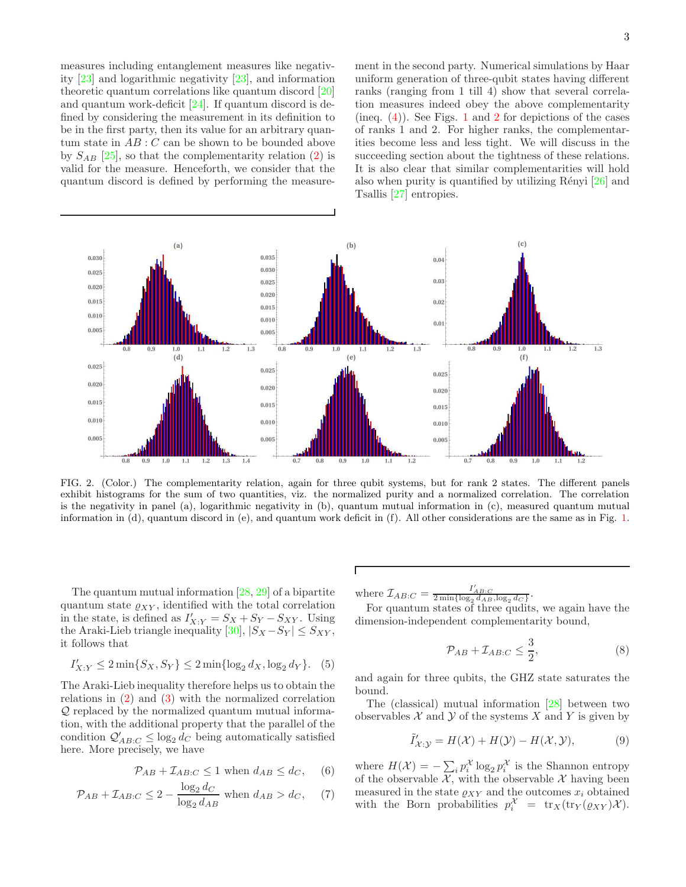measures including entanglement measures like negativity [23] and logarithmic negativity [23], and information theoretic quantum correlations like quantum discord [20] and quantum work-deficit [24]. If quantum discord is defined by considering the measurement in its definition to be in the first party, then its value for an arbitrary quantum state in $AB : C$ can be shown to be bounded above by $S_{AB}$ [25], so that the complementarity relation (2) is valid for the measure. Henceforth, we consider that the quantum discord is defined by performing the measurement in the second party. Numerical simulations by Haar uniform generation of three-qubit states having different ranks (ranging from 1 till 4) show that several correlation measures indeed obey the above complementarity (ineq. (4)). See Figs. 1 and 2 for depictions of the cases of ranks 1 and 2. For higher ranks, the complementarities become less and less tight. We will discuss in the succeeding section about the tightness of these relations. It is also clear that similar complementarities will hold also when purity is quantified by utilizing Rényi [26] and Tsallis [27] entropies.

FIG. 2. (Color.) The complementarity relation, again for three qubit systems, but for rank 2 states. The different panels exhibit histograms for the sum of two quantities, viz. the normalized purity and a normalized correlation. The correlation is the negativity in panel (a), logarithmic negativity in (b), quantum mutual information in (c), measured quantum mutual information in (d), quantum discord in (e), and quantum work deficit in (f). All other considerations are the same as in Fig. 1.

The quantum mutual information [28, 29] of a bipartite quantum state $\varrho_{XY}$, identified with the total correlation in the state, is defined as $I'_{X:Y} = S_X + S_Y - S_{XY}$. Using the Araki-Lieb triangle inequality [30], $|S_X - S_Y| \leq S_{XY}$, it follows that

$$I'_{X:Y} \leq 2\min\{S_X, S_Y\} \leq 2\min\{\log_2 d_X, \log_2 d_Y\}. \quad (5)$$

The Araki-Lieb inequality therefore helps us to obtain the relations in (2) and (3) with the normalized correlation $\mathcal{Q}$ replaced by the normalized quantum mutual information, with the additional property that the parallel of the condition $\mathcal{Q}'_{AB:C} \leq \log_2 d_C$ being automatically satisfied here. More precisely, we have

$$\mathcal{P}_{AB} + \mathcal{I}_{AB:C} \leq 1 \text{ when } d_{AB} \leq d_C, \quad (6)$$

$$\mathcal{P}_{AB} + \mathcal{I}_{AB:C} \leq 2 - \frac{\log_2 d_C}{\log_2 d_{AB}} \text{ when } d_{AB} > d_C, \quad (7)$$

where $\mathcal{I}_{AB:C} = \frac{I'_{AB:C}}{2\min\{\log_2 d_{AB}, \log_2 d_C\}}$.

For quantum states of three qudits, we again have the dimension-independent complementarity bound,

$$\mathcal{P}_{AB} + \mathcal{I}_{AB:C} \leq \frac{3}{2}, \quad (8)$$

and again for three qubits, the GHZ state saturates the bound.

The (classical) mutual information [28] between two observables $\mathcal{X}$ and $\mathcal{Y}$ of the systems $X$ and $Y$ is given by

$$\tilde{I}'_{\mathcal{X}:\mathcal{Y}} = H(\mathcal{X}) + H(\mathcal{Y}) - H(\mathcal{X}, \mathcal{Y}), \quad (9)$$

where $H(\mathcal{X}) = -\sum_i p_i^{\mathcal{X}} \log_2 p_i^{\mathcal{X}}$ is the Shannon entropy of the observable $\mathcal{X}$, with the observable $\mathcal{X}$ having been measured in the state $\varrho_{XY}$ and the outcomes $x_i$ obtained with the Born probabilities $p_i^{\mathcal{X}} = \text{tr}_X(\text{tr}_Y(\varrho_{XY})\mathcal{X})$.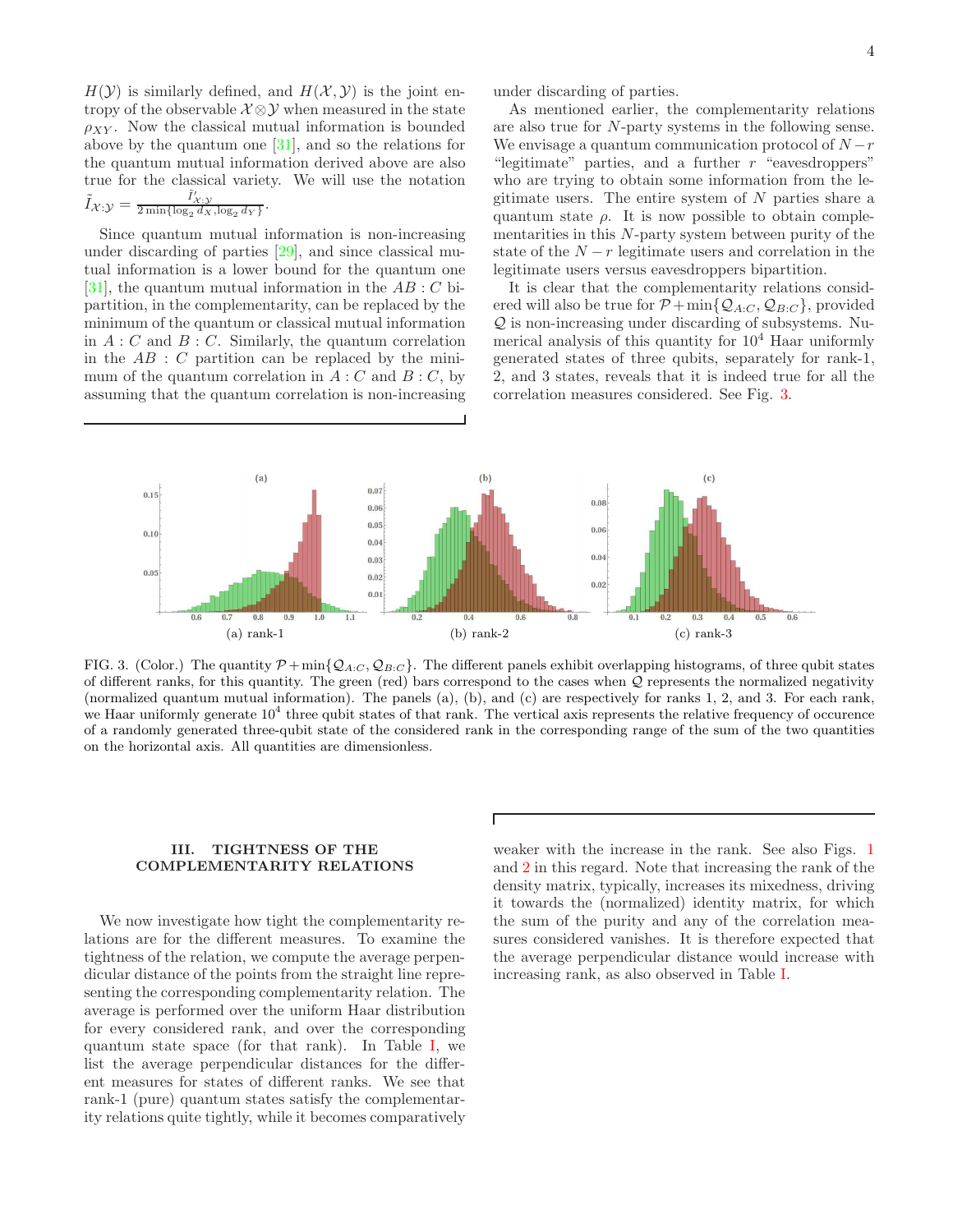$H(\mathcal{Y})$ is similarly defined, and $H(\mathcal{X}, \mathcal{Y})$ is the joint entropy of the observable $\mathcal{X} \otimes \mathcal{Y}$ when measured in the state $\rho_{XY}$. Now the classical mutual information is bounded above by the quantum one [31], and so the relations for the quantum mutual information derived above are also true for the classical variety. We will use the notation $\tilde{I}_{\mathcal{X}:\mathcal{Y}} = \frac{\tilde{I}'_{\mathcal{X}:\mathcal{Y}}}{2\min\{\log_2 d_X, \log_2 d_Y\}}$.

Since quantum mutual information is non-increasing under discarding of parties [29], and since classical mutual information is a lower bound for the quantum one [31], the quantum mutual information in the $AB : C$ bipartition, in the complementarity, can be replaced by the minimum of the quantum or classical mutual information in $A : C$ and $B : C$. Similarly, the quantum correlation in the $AB : C$ partition can be replaced by the minimum of the quantum correlation in $A : C$ and $B : C$, by assuming that the quantum correlation is non-increasing under discarding of parties.

As mentioned earlier, the complementarity relations are also true for $N$-party systems in the following sense. We envisage a quantum communication protocol of $N - r$ "legitimate" parties, and a further $r$ "eavesdroppers" who are trying to obtain some information from the legitimate users. The entire system of $N$ parties share a quantum state $\rho$. It is now possible to obtain complementarities in this $N$-party system between purity of the state of the $N - r$ legitimate users and correlation in the legitimate users versus eavesdroppers bipartition.

It is clear that the complementarity relations considered will also be true for $\mathcal{P} + \min\{\mathcal{Q}_{A:C}, \mathcal{Q}_{B:C}\}$, provided $\mathcal{Q}$ is non-increasing under discarding of subsystems. Numerical analysis of this quantity for $10^4$ Haar uniformly generated states of three qubits, separately for rank-1, 2, and 3 states, reveals that it is indeed true for all the correlation measures considered. See Fig. 3.

(a) rank-1 (b) rank-2 (c) rank-3

FIG. 3. (Color.) The quantity $\mathcal{P} + \min\{\mathcal{Q}_{A:C}, \mathcal{Q}_{B:C}\}$. The different panels exhibit overlapping histograms, of three qubit states of different ranks, for this quantity. The green (red) bars correspond to the cases when $\mathcal{Q}$ represents the normalized negativity (normalized quantum mutual information). The panels (a), (b), and (c) are respectively for ranks 1, 2, and 3. For each rank, we Haar uniformly generate $10^4$ three qubit states of that rank. The vertical axis represents the relative frequency of occurence of a randomly generated three-qubit state of the considered rank in the corresponding range of the sum of the two quantities on the horizontal axis. All quantities are dimensionless.

## III. TIGHTNESS OF THE COMPLEMENTARITY RELATIONS

We now investigate how tight the complementarity relations are for the different measures. To examine the tightness of the relation, we compute the average perpendicular distance of the points from the straight line representing the corresponding complementarity relation. The average is performed over the uniform Haar distribution for every considered rank, and over the corresponding quantum state space (for that rank). In Table I, we list the average perpendicular distances for the different measures for states of different ranks. We see that rank-1 (pure) quantum states satisfy the complementarity relations quite tightly, while it becomes comparatively weaker with the increase in the rank. See also Figs. 1 and 2 in this regard. Note that increasing the rank of the density matrix, typically, increases its mixedness, driving it towards the (normalized) identity matrix, for which the sum of the purity and any of the correlation measures considered vanishes. It is therefore expected that the average perpendicular distance would increase with increasing rank, as also observed in Table I.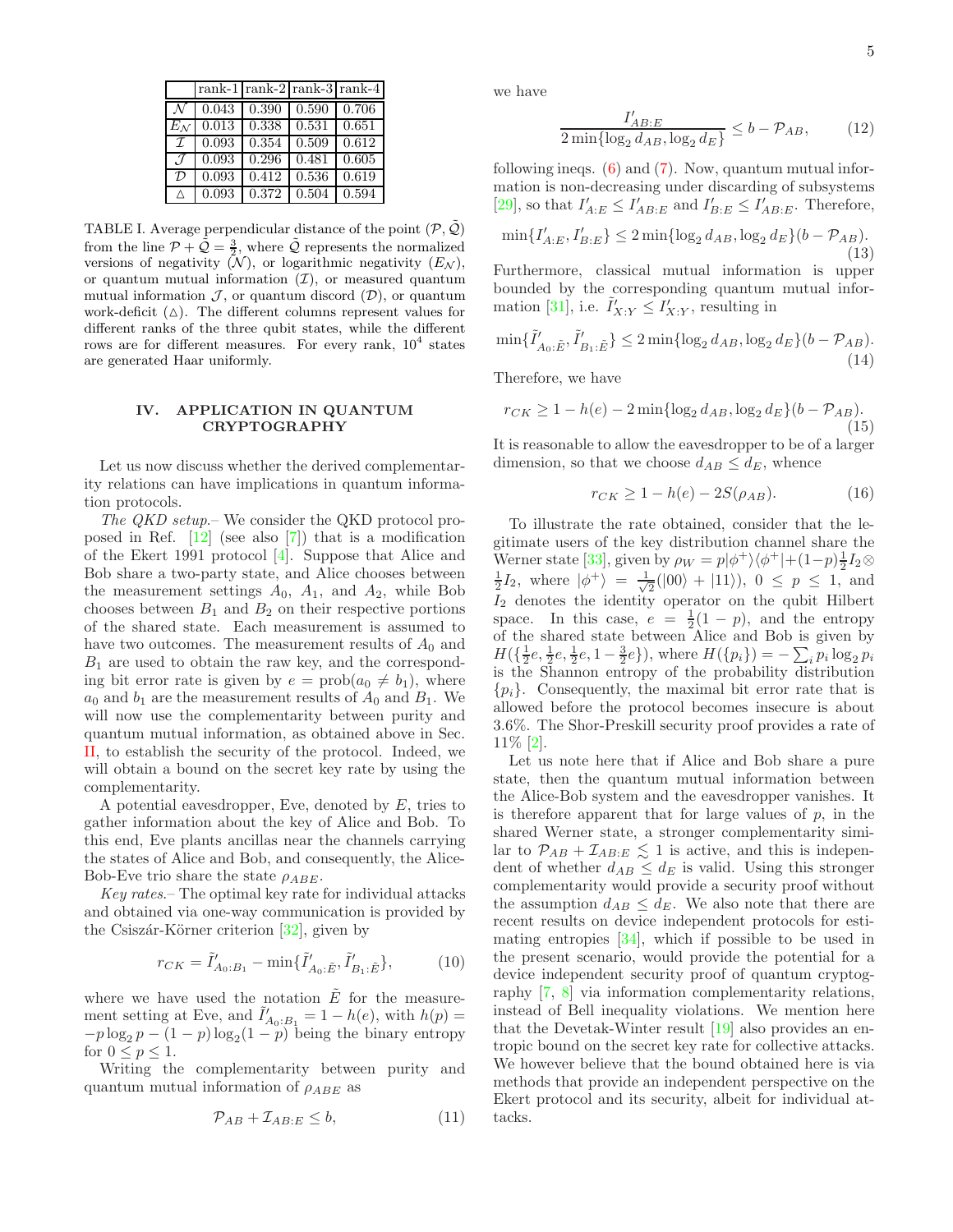| | rank-1 | rank-2 | rank-3 | rank-4 |
|---|---|---|---|---|
| $\mathcal{N}$ | 0.043 | 0.390 | 0.590 | 0.706 |
| $E_{\mathcal{N}}$ | 0.013 | 0.338 | 0.531 | 0.651 |
| $\mathcal{I}$ | 0.093 | 0.354 | 0.509 | 0.612 |
| $\mathcal{J}$ | 0.093 | 0.296 | 0.481 | 0.605 |
| $\mathcal{D}$ | 0.093 | 0.412 | 0.536 | 0.619 |
| $\triangle$ | 0.093 | 0.372 | 0.504 | 0.594 |

TABLE I. Average perpendicular distance of the point $(\mathcal{P}, \tilde{\mathcal{Q}})$ from the line $\mathcal{P} + \tilde{\mathcal{Q}} = \frac{3}{2}$, where $\tilde{\mathcal{Q}}$ represents the normalized versions of negativity ($\mathcal{N}$), or logarithmic negativity ($E_{\mathcal{N}}$), or quantum mutual information ($\mathcal{I}$), or measured quantum mutual information $\mathcal{J}$, or quantum discord ($\mathcal{D}$), or quantum work-deficit ($\triangle$). The different columns represent values for different ranks of the three qubit states, while the different rows are for different measures. For every rank, $10^4$ states are generated Haar uniformly.

## IV. APPLICATION IN QUANTUM CRYPTOGRAPHY

Let us now discuss whether the derived complementarity relations can have implications in quantum information protocols.

*The QKD setup.*– We consider the QKD protocol proposed in Ref. [12] (see also [7]) that is a modification of the Ekert 1991 protocol [4]. Suppose that Alice and Bob share a two-party state, and Alice chooses between the measurement settings $A_0$, $A_1$, and $A_2$, while Bob chooses between $B_1$ and $B_2$ on their respective portions of the shared state. Each measurement is assumed to have two outcomes. The measurement results of $A_0$ and $B_1$ are used to obtain the raw key, and the corresponding bit error rate is given by $e = \text{prob}(a_0 \neq b_1)$, where $a_0$ and $b_1$ are the measurement results of $A_0$ and $B_1$. We will now use the complementarity between purity and quantum mutual information, as obtained above in Sec. II, to establish the security of the protocol. Indeed, we will obtain a bound on the secret key rate by using the complementarity.

A potential eavesdropper, Eve, denoted by $E$, tries to gather information about the key of Alice and Bob. To this end, Eve plants ancillas near the channels carrying the states of Alice and Bob, and consequently, the Alice-Bob-Eve trio share the state $\rho_{ABE}$.

*Key rates.*– The optimal key rate for individual attacks and obtained via one-way communication is provided by the Csiszár-Körner criterion [32], given by

$$r_{CK} = \tilde{I}'_{A_0:B_1} - \min\{\tilde{I}'_{A_0:\tilde{E}}, \tilde{I}'_{B_1:\tilde{E}}\}, \tag{10}$$

where we have used the notation $\tilde{E}$ for the measurement setting at Eve, and $\tilde{I}'_{A_0:B_1} = 1 - h(e)$, with $h(p) = -p\log_2 p - (1-p)\log_2(1-p)$ being the binary entropy for $0 \leq p \leq 1$.

Writing the complementarity between purity and quantum mutual information of $\rho_{ABE}$ as

$$\mathcal{P}_{AB} + \mathcal{I}_{AB:E} \leq b, \tag{11}$$

we have

$$\frac{I'_{AB:E}}{2\min\{\log_2 d_{AB}, \log_2 d_E\}} \leq b - \mathcal{P}_{AB}, \tag{12}$$

following ineqs. (6) and (7). Now, quantum mutual information is non-decreasing under discarding of subsystems [29], so that $I'_{A:E} \leq I'_{AB:E}$ and $I'_{B:E} \leq I'_{AB:E}$. Therefore,

$$\min\{I'_{A:E}, I'_{B:E}\} \leq 2\min\{\log_2 d_{AB}, \log_2 d_E\}(b - \mathcal{P}_{AB}). \tag{13}$$

Furthermore, classical mutual information is upper bounded by the corresponding quantum mutual information [31], i.e. $\tilde{I}'_{X:Y} \leq I'_{X:Y}$, resulting in

$$\min\{\tilde{I}'_{A_0:\tilde{E}}, \tilde{I}'_{B_1:\tilde{E}}\} \leq 2\min\{\log_2 d_{AB}, \log_2 d_E\}(b - \mathcal{P}_{AB}). \tag{14}$$

Therefore, we have

$$r_{CK} \geq 1 - h(e) - 2\min\{\log_2 d_{AB}, \log_2 d_E\}(b - \mathcal{P}_{AB}). \tag{15}$$

It is reasonable to allow the eavesdropper to be of a larger dimension, so that we choose $d_{AB} \leq d_E$, whence

$$r_{CK} \geq 1 - h(e) - 2S(\rho_{AB}). \tag{16}$$

To illustrate the rate obtained, consider that the legitimate users of the key distribution channel share the Werner state [33], given by $\rho_W = p|\phi^+\rangle\langle\phi^+| + (1-p)\frac{1}{2}I_2 \otimes \frac{1}{2}I_2$, where $|\phi^+\rangle = \frac{1}{\sqrt{2}}(|00\rangle + |11\rangle)$, $0 \leq p \leq 1$, and $I_2$ denotes the identity operator on the qubit Hilbert space. In this case, $e = \frac{1}{2}(1-p)$, and the entropy of the shared state between Alice and Bob is given by $H(\{\frac{1}{2}e, \frac{1}{2}e, \frac{1}{2}e, 1 - \frac{3}{2}e\})$, where $H(\{p_i\}) = -\sum_i p_i \log_2 p_i$ is the Shannon entropy of the probability distribution $\{p_i\}$. Consequently, the maximal bit error rate that is allowed before the protocol becomes insecure is about 3.6%. The Shor-Preskill security proof provides a rate of 11% [2].

Let us note here that if Alice and Bob share a pure state, then the quantum mutual information between the Alice-Bob system and the eavesdropper vanishes. It is therefore apparent that for large values of $p$, in the shared Werner state, a stronger complementarity similar to $\mathcal{P}_{AB} + \mathcal{I}_{AB:E} \lesssim 1$ is active, and this is independent of whether $d_{AB} \leq d_E$ is valid. Using this stronger complementarity would provide a security proof without the assumption $d_{AB} \leq d_E$. We also note that there are recent results on device independent protocols for estimating entropies [34], which if possible to be used in the present scenario, would provide the potential for a device independent security proof of quantum cryptography [7, 8] via information complementarity relations, instead of Bell inequality violations. We mention here that the Devetak-Winter result [19] also provides an entropic bound on the secret key rate for collective attacks. We however believe that the bound obtained here is via methods that provide an independent perspective on the Ekert protocol and its security, albeit for individual attacks.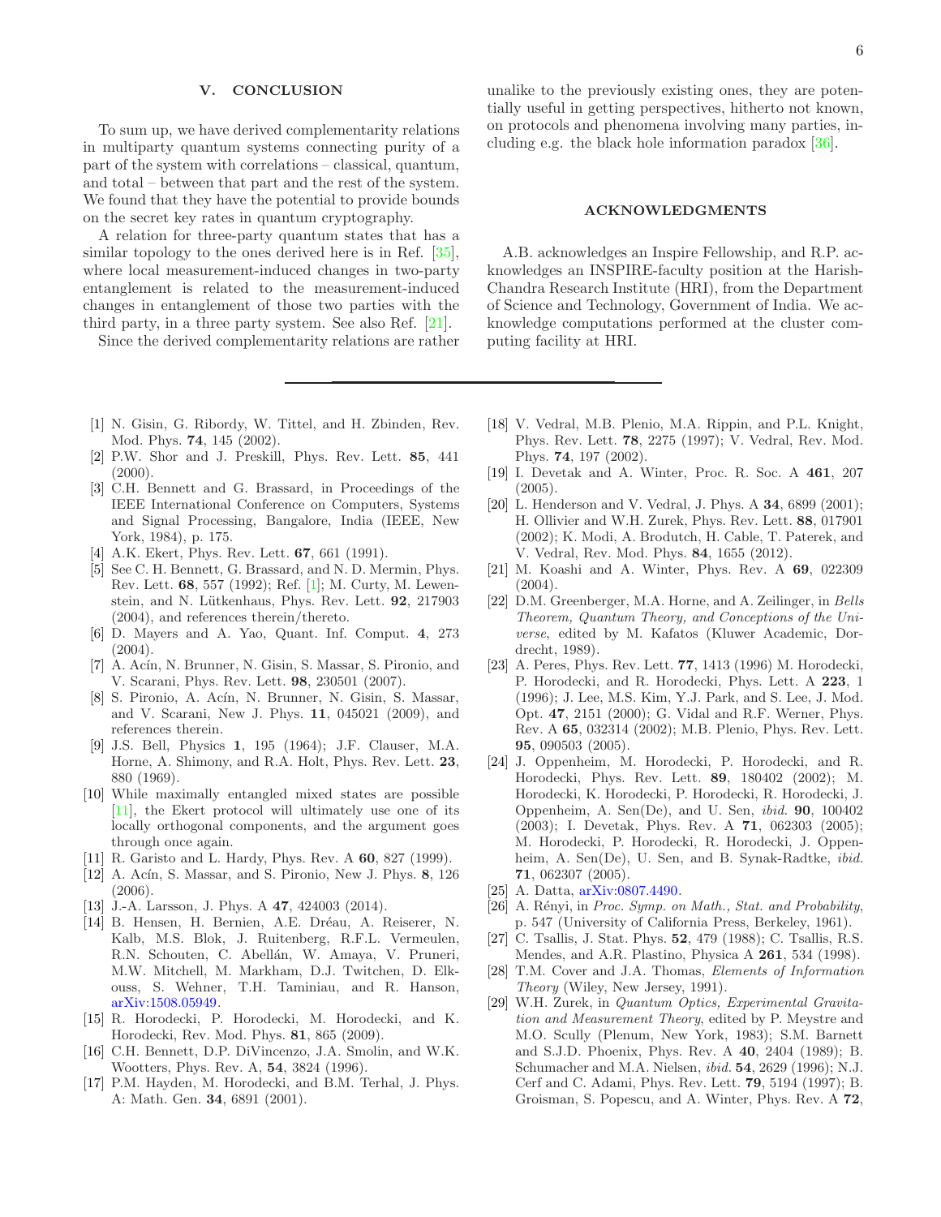## V. CONCLUSION

To sum up, we have derived complementarity relations in multiparty quantum systems connecting purity of a part of the system with correlations – classical, quantum, and total – between that part and the rest of the system. We found that they have the potential to provide bounds on the secret key rates in quantum cryptography.

A relation for three-party quantum states that has a similar topology to the ones derived here is in Ref. [35], where local measurement-induced changes in two-party entanglement is related to the measurement-induced changes in entanglement of those two parties with the third party, in a three party system. See also Ref. [21].

Since the derived complementarity relations are rather unalike to the previously existing ones, they are potentially useful in getting perspectives, hitherto not known, on protocols and phenomena involving many parties, including e.g. the black hole information paradox [36].

## ACKNOWLEDGMENTS

A.B. acknowledges an Inspire Fellowship, and R.P. acknowledges an INSPIRE-faculty position at the Harish-Chandra Research Institute (HRI), from the Department of Science and Technology, Government of India. We acknowledge computations performed at the cluster computing facility at HRI.

---

[1] N. Gisin, G. Ribordy, W. Tittel, and H. Zbinden, Rev. Mod. Phys. **74**, 145 (2002).

[2] P.W. Shor and J. Preskill, Phys. Rev. Lett. **85**, 441 (2000).

[3] C.H. Bennett and G. Brassard, in Proceedings of the IEEE International Conference on Computers, Systems and Signal Processing, Bangalore, India (IEEE, New York, 1984), p. 175.

[4] A.K. Ekert, Phys. Rev. Lett. **67**, 661 (1991).

[5] See C. H. Bennett, G. Brassard, and N. D. Mermin, Phys. Rev. Lett. **68**, 557 (1992); Ref. [1]; M. Curty, M. Lewenstein, and N. Lütkenhaus, Phys. Rev. Lett. **92**, 217903 (2004), and references therein/thereto.

[6] D. Mayers and A. Yao, Quant. Inf. Comput. **4**, 273 (2004).

[7] A. Acín, N. Brunner, N. Gisin, S. Massar, S. Pironio, and V. Scarani, Phys. Rev. Lett. **98**, 230501 (2007).

[8] S. Pironio, A. Acín, N. Brunner, N. Gisin, S. Massar, and V. Scarani, New J. Phys. **11**, 045021 (2009), and references therein.

[9] J.S. Bell, Physics **1**, 195 (1964); J.F. Clauser, M.A. Horne, A. Shimony, and R.A. Holt, Phys. Rev. Lett. **23**, 880 (1969).

[10] While maximally entangled mixed states are possible [11], the Ekert protocol will ultimately use one of its locally orthogonal components, and the argument goes through once again.

[11] R. Garisto and L. Hardy, Phys. Rev. A **60**, 827 (1999).

[12] A. Acín, S. Massar, and S. Pironio, New J. Phys. **8**, 126 (2006).

[13] J.-A. Larsson, J. Phys. A **47**, 424003 (2014).

[14] B. Hensen, H. Bernien, A.E. Dréau, A. Reiserer, N. Kalb, M.S. Blok, J. Ruitenberg, R.F.L. Vermeulen, R.N. Schouten, C. Abellán, W. Amaya, V. Pruneri, M.W. Mitchell, M. Markham, D.J. Twitchen, D. Elkouss, S. Wehner, T.H. Taminiau, and R. Hanson, arXiv:1508.05949.

[15] R. Horodecki, P. Horodecki, M. Horodecki, and K. Horodecki, Rev. Mod. Phys. **81**, 865 (2009).

[16] C.H. Bennett, D.P. DiVincenzo, J.A. Smolin, and W.K. Wootters, Phys. Rev. A, **54**, 3824 (1996).

[17] P.M. Hayden, M. Horodecki, and B.M. Terhal, J. Phys. A: Math. Gen. **34**, 6891 (2001).

[18] V. Vedral, M.B. Plenio, M.A. Rippin, and P.L. Knight, Phys. Rev. Lett. **78**, 2275 (1997); V. Vedral, Rev. Mod. Phys. **74**, 197 (2002).

[19] I. Devetak and A. Winter, Proc. R. Soc. A **461**, 207 (2005).

[20] L. Henderson and V. Vedral, J. Phys. A **34**, 6899 (2001); H. Ollivier and W.H. Zurek, Phys. Rev. Lett. **88**, 017901 (2002); K. Modi, A. Brodutch, H. Cable, T. Paterek, and V. Vedral, Rev. Mod. Phys. **84**, 1655 (2012).

[21] M. Koashi and A. Winter, Phys. Rev. A **69**, 022309 (2004).

[22] D.M. Greenberger, M.A. Horne, and A. Zeilinger, in *Bells Theorem, Quantum Theory, and Conceptions of the Universe*, edited by M. Kafatos (Kluwer Academic, Dordrecht, 1989).

[23] A. Peres, Phys. Rev. Lett. **77**, 1413 (1996) M. Horodecki, P. Horodecki, and R. Horodecki, Phys. Lett. A **223**, 1 (1996); J. Lee, M.S. Kim, Y.J. Park, and S. Lee, J. Mod. Opt. **47**, 2151 (2000); G. Vidal and R.F. Werner, Phys. Rev. A **65**, 032314 (2002); M.B. Plenio, Phys. Rev. Lett. **95**, 090503 (2005).

[24] J. Oppenheim, M. Horodecki, P. Horodecki, and R. Horodecki, Phys. Rev. Lett. **89**, 180402 (2002); M. Horodecki, K. Horodecki, P. Horodecki, R. Horodecki, J. Oppenheim, A. Sen(De), and U. Sen, *ibid.* **90**, 100402 (2003); I. Devetak, Phys. Rev. A **71**, 062303 (2005); M. Horodecki, P. Horodecki, R. Horodecki, J. Oppenheim, A. Sen(De), U. Sen, and B. Synak-Radtke, *ibid.* **71**, 062307 (2005).

[25] A. Datta, arXiv:0807.4490.

[26] A. Rényi, in *Proc. Symp. on Math., Stat. and Probability*, p. 547 (University of California Press, Berkeley, 1961).

[27] C. Tsallis, J. Stat. Phys. **52**, 479 (1988); C. Tsallis, R.S. Mendes, and A.R. Plastino, Physica A **261**, 534 (1998).

[28] T.M. Cover and J.A. Thomas, *Elements of Information Theory* (Wiley, New Jersey, 1991).

[29] W.H. Zurek, in *Quantum Optics, Experimental Gravitation and Measurement Theory*, edited by P. Meystre and M.O. Scully (Plenum, New York, 1983); S.M. Barnett and S.J.D. Phoenix, Phys. Rev. A **40**, 2404 (1989); B. Schumacher and M.A. Nielsen, *ibid.* **54**, 2629 (1996); N.J. Cerf and C. Adami, Phys. Rev. Lett. **79**, 5194 (1997); B. Groisman, S. Popescu, and A. Winter, Phys. Rev. A **72**,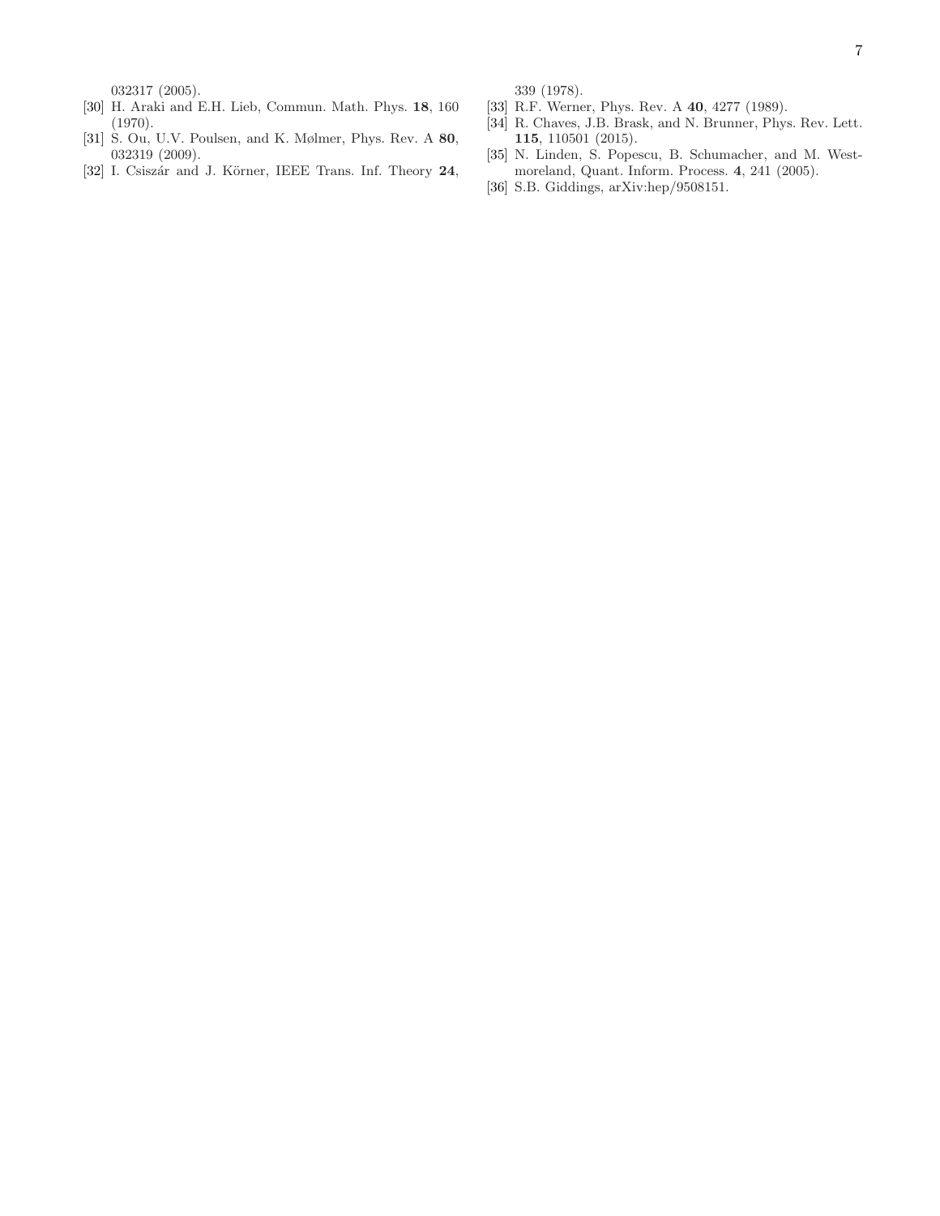032317 (2005).

[30] H. Araki and E.H. Lieb, Commun. Math. Phys. **18**, 160 (1970).

[31] S. Ou, U.V. Poulsen, and K. Mølmer, Phys. Rev. A **80**, 032319 (2009).

[32] I. Csiszár and J. Körner, IEEE Trans. Inf. Theory **24**, 339 (1978).

[33] R.F. Werner, Phys. Rev. A **40**, 4277 (1989).

[34] R. Chaves, J.B. Brask, and N. Brunner, Phys. Rev. Lett. **115**, 110501 (2015).

[35] N. Linden, S. Popescu, B. Schumacher, and M. Westmoreland, Quant. Inform. Process. **4**, 241 (2005).

[36] S.B. Giddings, arXiv:hep/9508151.